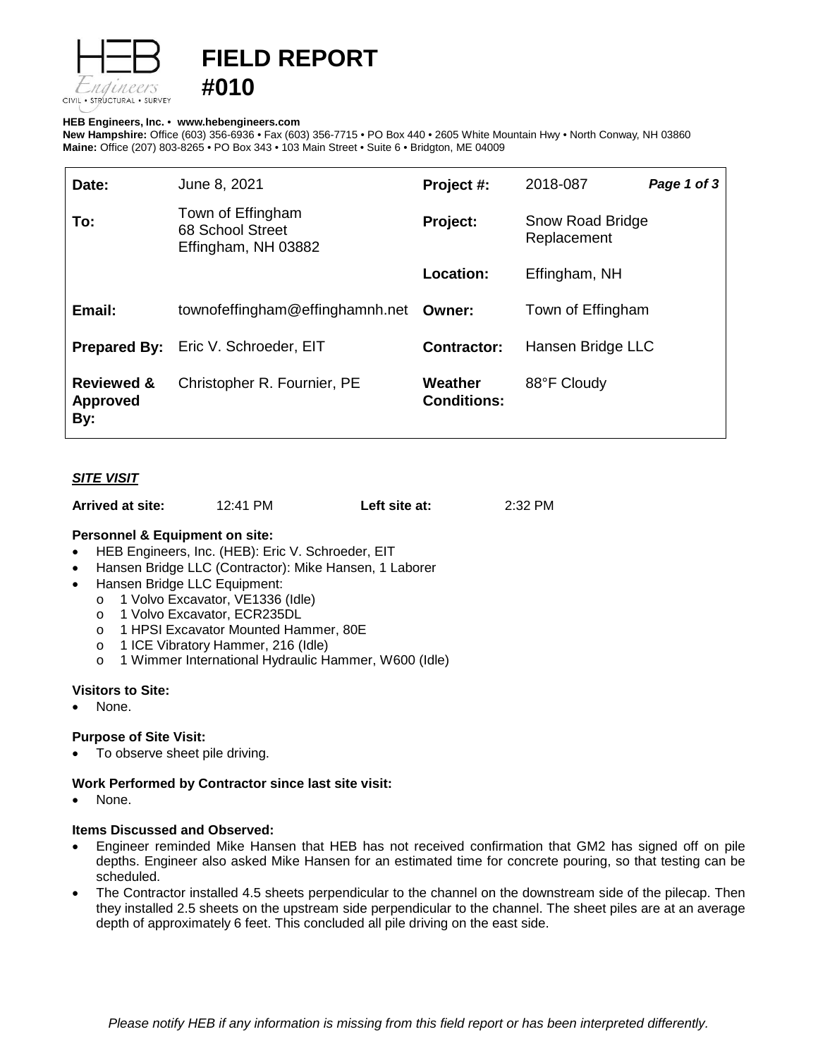# FIELD REPORT #010

**HEB Engineers, Inc.** • **www.hebengineers.com**
**New Hampshire:** Office (603) 356-6936 • Fax (603) 356-7715 • PO Box 440 • 2605 White Mountain Hwy • North Conway, NH 03860
**Maine:** Office (207) 803-8265 • PO Box 343 • 103 Main Street • Suite 6 • Bridgton, ME 04009

| | | | |
|---|---|---|---|
| **Date:** | June 8, 2021 | **Project #:** | 2018-087 ***Page 1 of 3*** |
| **To:** | Town of Effingham<br>68 School Street<br>Effingham, NH 03882 | **Project:** | Snow Road Bridge Replacement |
| | | **Location:** | Effingham, NH |
| **Email:** | townofeffingham@effinghamnh.net | **Owner:** | Town of Effingham |
| **Prepared By:** | Eric V. Schroeder, EIT | **Contractor:** | Hansen Bridge LLC |
| **Reviewed & Approved By:** | Christopher R. Fournier, PE | **Weather Conditions:** | 88°F Cloudy |

## ***SITE VISIT***

**Arrived at site:** 12:41 PM **Left site at:** 2:32 PM

**Personnel & Equipment on site:**

- HEB Engineers, Inc. (HEB): Eric V. Schroeder, EIT
- Hansen Bridge LLC (Contractor): Mike Hansen, 1 Laborer
- Hansen Bridge LLC Equipment:
  - 1 Volvo Excavator, VE1336 (Idle)
  - 1 Volvo Excavator, ECR235DL
  - 1 HPSI Excavator Mounted Hammer, 80E
  - 1 ICE Vibratory Hammer, 216 (Idle)
  - 1 Wimmer International Hydraulic Hammer, W600 (Idle)

**Visitors to Site:**

- None.

**Purpose of Site Visit:**

- To observe sheet pile driving.

**Work Performed by Contractor since last site visit:**

- None.

**Items Discussed and Observed:**

- Engineer reminded Mike Hansen that HEB has not received confirmation that GM2 has signed off on pile depths. Engineer also asked Mike Hansen for an estimated time for concrete pouring, so that testing can be scheduled.
- The Contractor installed 4.5 sheets perpendicular to the channel on the downstream side of the pilecap. Then they installed 2.5 sheets on the upstream side perpendicular to the channel. The sheet piles are at an average depth of approximately 6 feet. This concluded all pile driving on the east side.

*Please notify HEB if any information is missing from this field report or has been interpreted differently.*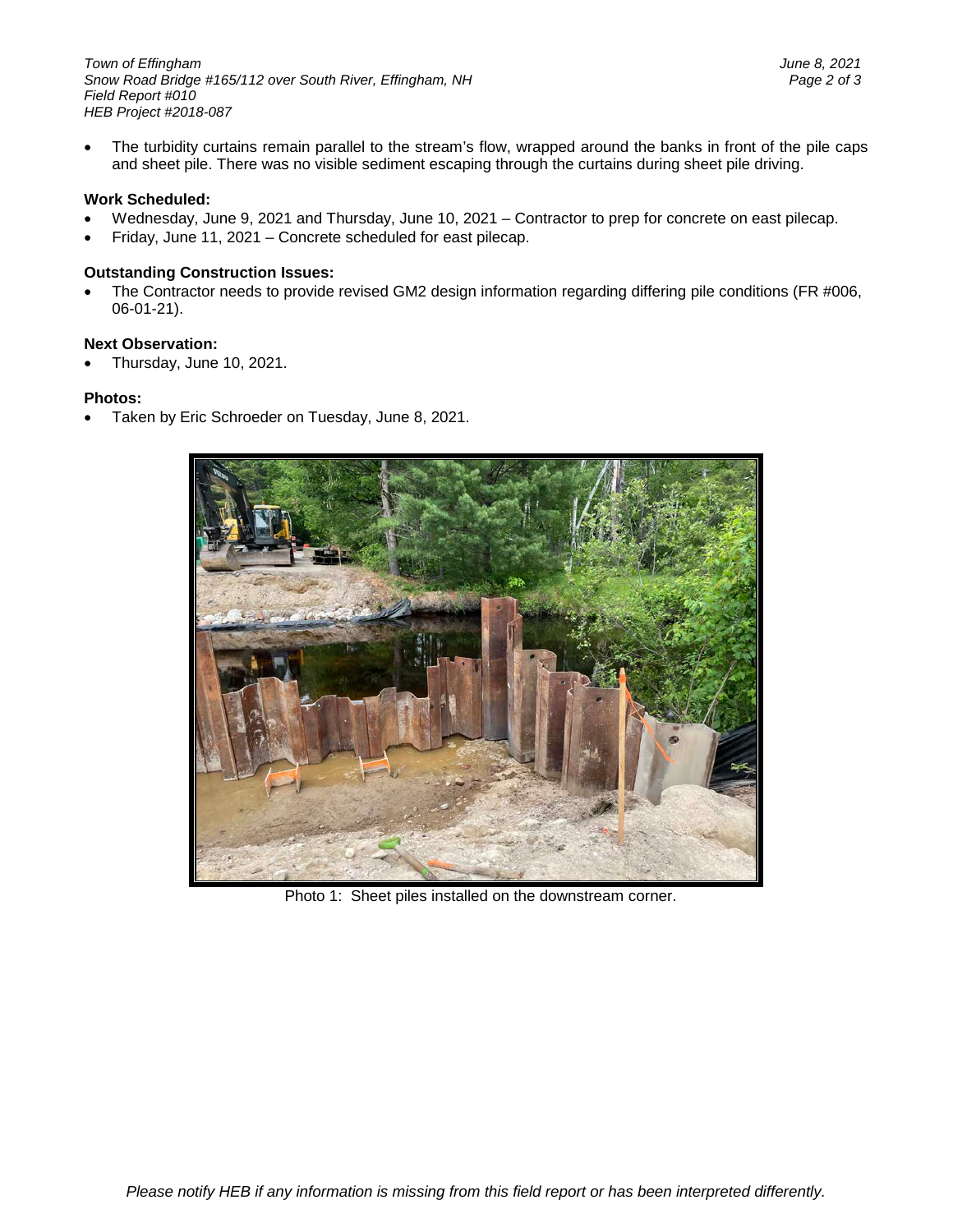- The turbidity curtains remain parallel to the stream's flow, wrapped around the banks in front of the pile caps and sheet pile. There was no visible sediment escaping through the curtains during sheet pile driving.

**Work Scheduled:**

- Wednesday, June 9, 2021 and Thursday, June 10, 2021 – Contractor to prep for concrete on east pilecap.
- Friday, June 11, 2021 – Concrete scheduled for east pilecap.

**Outstanding Construction Issues:**

- The Contractor needs to provide revised GM2 design information regarding differing pile conditions (FR #006, 06-01-21).

**Next Observation:**

- Thursday, June 10, 2021.

**Photos:**

- Taken by Eric Schroeder on Tuesday, June 8, 2021.

Photo 1: Sheet piles installed on the downstream corner.

*Please notify HEB if any information is missing from this field report or has been interpreted differently.*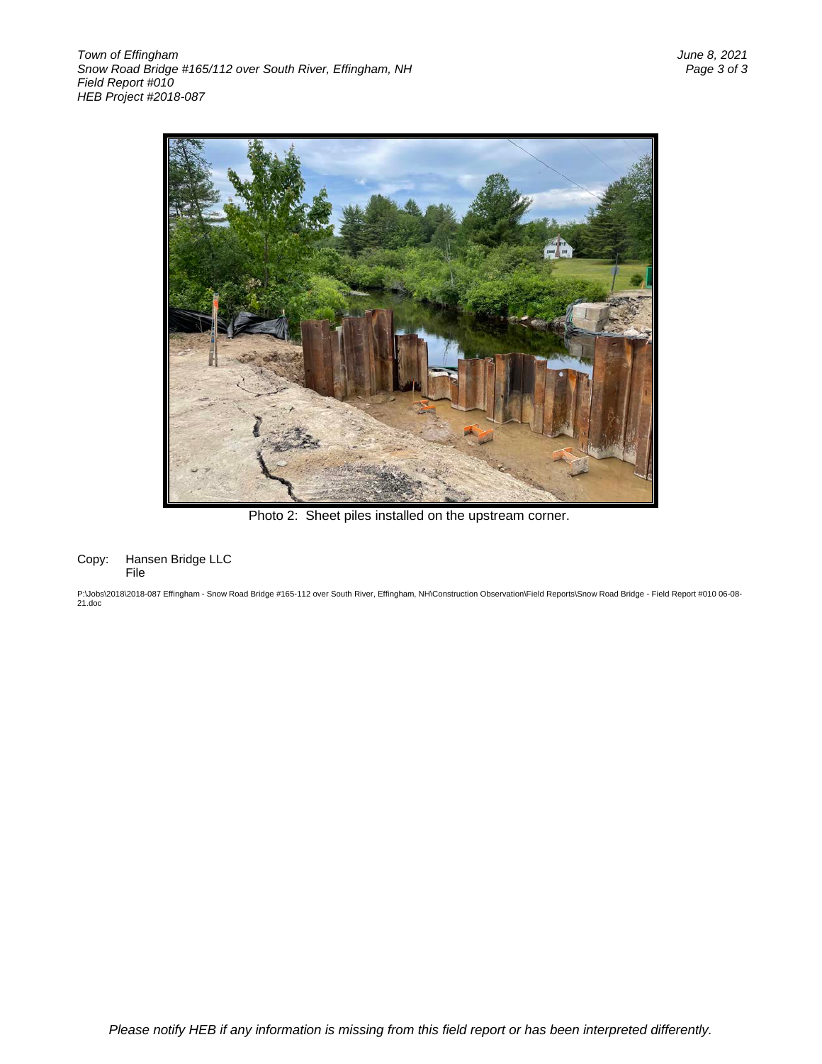Photo 2: Sheet piles installed on the upstream corner.

Copy: Hansen Bridge LLC
File

P:\Jobs\2018\2018-087 Effingham - Snow Road Bridge #165-112 over South River, Effingham, NH\Construction Observation\Field Reports\Snow Road Bridge - Field Report #010 06-08-21.doc

*Please notify HEB if any information is missing from this field report or has been interpreted differently.*